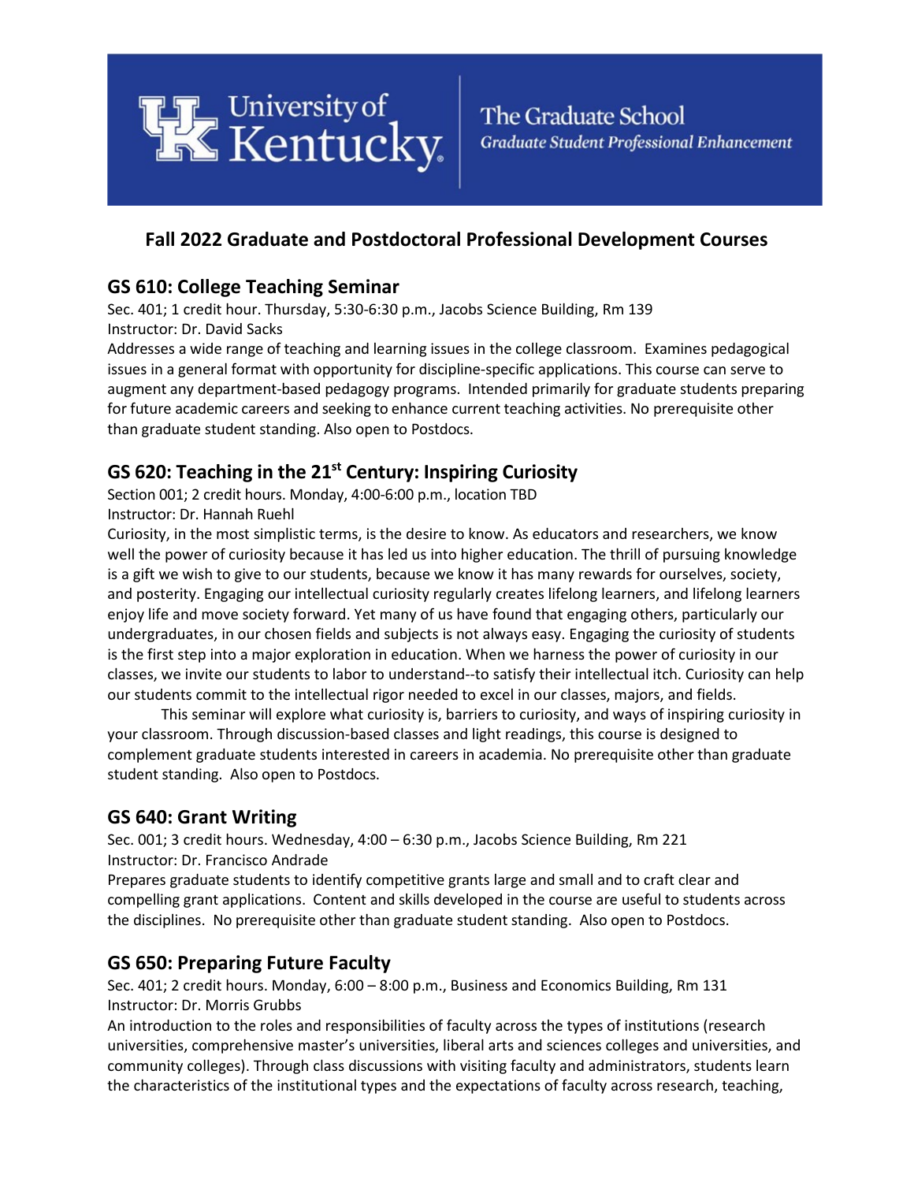University of Kentucky — The Graduate School
*Graduate Student Professional Enhancement*

## Fall 2022 Graduate and Postdoctoral Professional Development Courses

### GS 610: College Teaching Seminar

Sec. 401; 1 credit hour. Thursday, 5:30-6:30 p.m., Jacobs Science Building, Rm 139
Instructor: Dr. David Sacks
Addresses a wide range of teaching and learning issues in the college classroom. Examines pedagogical issues in a general format with opportunity for discipline-specific applications. This course can serve to augment any department-based pedagogy programs. Intended primarily for graduate students preparing for future academic careers and seeking to enhance current teaching activities. No prerequisite other than graduate student standing. Also open to Postdocs.

### GS 620: Teaching in the 21st Century: Inspiring Curiosity

Section 001; 2 credit hours. Monday, 4:00-6:00 p.m., location TBD
Instructor: Dr. Hannah Ruehl
Curiosity, in the most simplistic terms, is the desire to know. As educators and researchers, we know well the power of curiosity because it has led us into higher education. The thrill of pursuing knowledge is a gift we wish to give to our students, because we know it has many rewards for ourselves, society, and posterity. Engaging our intellectual curiosity regularly creates lifelong learners, and lifelong learners enjoy life and move society forward. Yet many of us have found that engaging others, particularly our undergraduates, in our chosen fields and subjects is not always easy. Engaging the curiosity of students is the first step into a major exploration in education. When we harness the power of curiosity in our classes, we invite our students to labor to understand--to satisfy their intellectual itch. Curiosity can help our students commit to the intellectual rigor needed to excel in our classes, majors, and fields.

This seminar will explore what curiosity is, barriers to curiosity, and ways of inspiring curiosity in your classroom. Through discussion-based classes and light readings, this course is designed to complement graduate students interested in careers in academia. No prerequisite other than graduate student standing. Also open to Postdocs.

### GS 640: Grant Writing

Sec. 001; 3 credit hours. Wednesday, 4:00 – 6:30 p.m., Jacobs Science Building, Rm 221
Instructor: Dr. Francisco Andrade
Prepares graduate students to identify competitive grants large and small and to craft clear and compelling grant applications. Content and skills developed in the course are useful to students across the disciplines. No prerequisite other than graduate student standing. Also open to Postdocs.

### GS 650: Preparing Future Faculty

Sec. 401; 2 credit hours. Monday, 6:00 – 8:00 p.m., Business and Economics Building, Rm 131
Instructor: Dr. Morris Grubbs
An introduction to the roles and responsibilities of faculty across the types of institutions (research universities, comprehensive master's universities, liberal arts and sciences colleges and universities, and community colleges). Through class discussions with visiting faculty and administrators, students learn the characteristics of the institutional types and the expectations of faculty across research, teaching,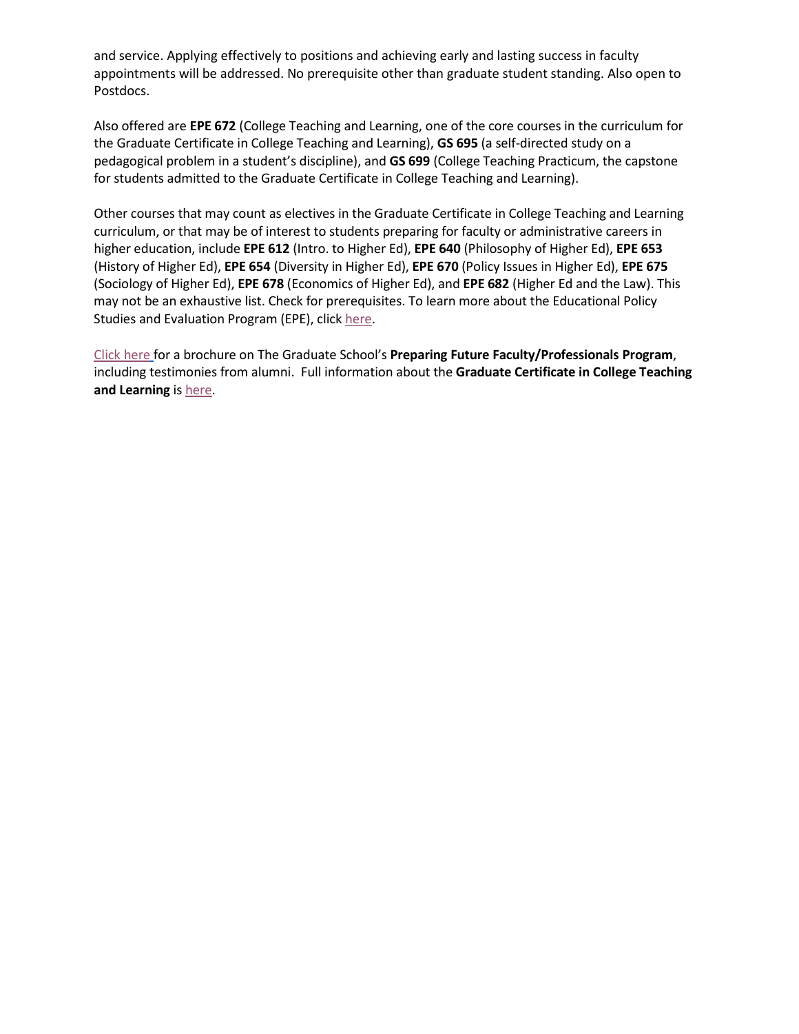and service. Applying effectively to positions and achieving early and lasting success in faculty appointments will be addressed. No prerequisite other than graduate student standing. Also open to Postdocs.

Also offered are **EPE 672** (College Teaching and Learning, one of the core courses in the curriculum for the Graduate Certificate in College Teaching and Learning), **GS 695** (a self-directed study on a pedagogical problem in a student's discipline), and **GS 699** (College Teaching Practicum, the capstone for students admitted to the Graduate Certificate in College Teaching and Learning).

Other courses that may count as electives in the Graduate Certificate in College Teaching and Learning curriculum, or that may be of interest to students preparing for faculty or administrative careers in higher education, include **EPE 612** (Intro. to Higher Ed), **EPE 640** (Philosophy of Higher Ed), **EPE 653** (History of Higher Ed), **EPE 654** (Diversity in Higher Ed), **EPE 670** (Policy Issues in Higher Ed), **EPE 675** (Sociology of Higher Ed), **EPE 678** (Economics of Higher Ed), and **EPE 682** (Higher Ed and the Law). This may not be an exhaustive list. Check for prerequisites. To learn more about the Educational Policy Studies and Evaluation Program (EPE), click here.

Click here for a brochure on The Graduate School's **Preparing Future Faculty/Professionals Program**, including testimonies from alumni. Full information about the **Graduate Certificate in College Teaching and Learning** is here.